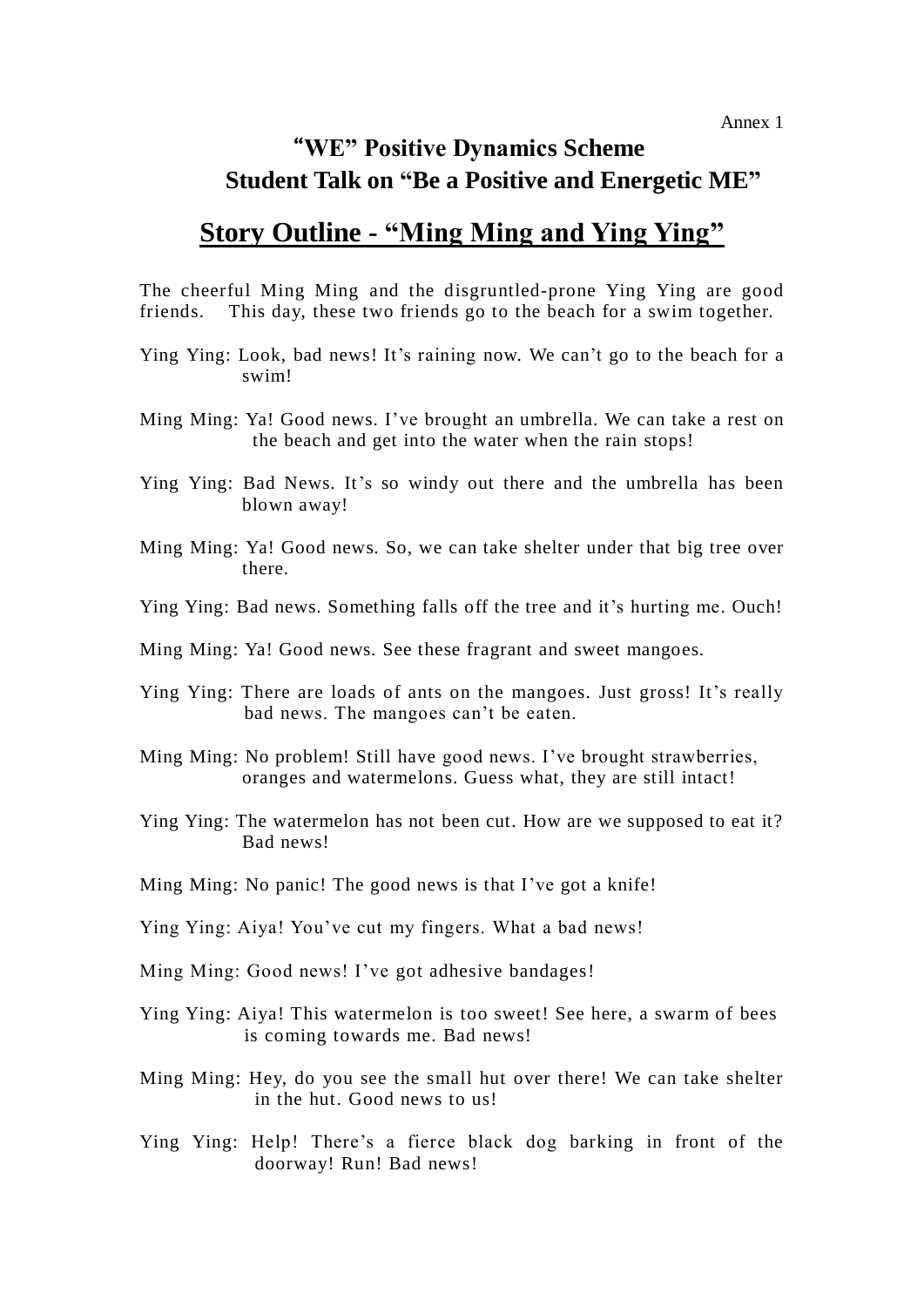Annex 1

# "WE" Positive Dynamics Scheme
# Student Talk on "Be a Positive and Energetic ME"

## Story Outline - "Ming Ming and Ying Ying"

The cheerful Ming Ming and the disgruntled-prone Ying Ying are good friends. This day, these two friends go to the beach for a swim together.

Ying Ying: Look, bad news! It's raining now. We can't go to the beach for a swim!

Ming Ming: Ya! Good news. I've brought an umbrella. We can take a rest on the beach and get into the water when the rain stops!

Ying Ying: Bad News. It's so windy out there and the umbrella has been blown away!

Ming Ming: Ya! Good news. So, we can take shelter under that big tree over there.

Ying Ying: Bad news. Something falls off the tree and it's hurting me. Ouch!

Ming Ming: Ya! Good news. See these fragrant and sweet mangoes.

Ying Ying: There are loads of ants on the mangoes. Just gross! It's really bad news. The mangoes can't be eaten.

Ming Ming: No problem! Still have good news. I've brought strawberries, oranges and watermelons. Guess what, they are still intact!

Ying Ying: The watermelon has not been cut. How are we supposed to eat it? Bad news!

Ming Ming: No panic! The good news is that I've got a knife!

Ying Ying: Aiya! You've cut my fingers. What a bad news!

Ming Ming: Good news! I've got adhesive bandages!

Ying Ying: Aiya! This watermelon is too sweet! See here, a swarm of bees is coming towards me. Bad news!

Ming Ming: Hey, do you see the small hut over there! We can take shelter in the hut. Good news to us!

Ying Ying: Help! There's a fierce black dog barking in front of the doorway! Run! Bad news!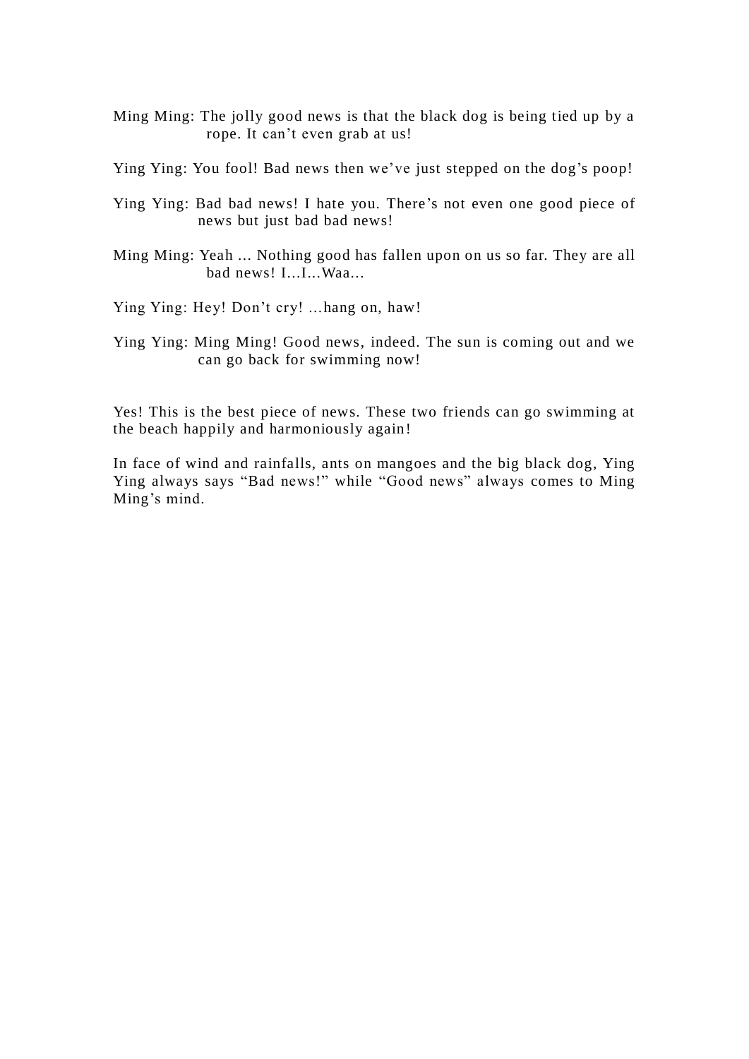Ming Ming: The jolly good news is that the black dog is being tied up by a rope. It can't even grab at us!

Ying Ying: You fool! Bad news then we've just stepped on the dog's poop!

Ying Ying: Bad bad news! I hate you. There's not even one good piece of news but just bad bad news!

Ming Ming: Yeah ... Nothing good has fallen upon on us so far. They are all bad news! I…I…Waa…

Ying Ying: Hey! Don't cry! …hang on, haw!

Ying Ying: Ming Ming! Good news, indeed. The sun is coming out and we can go back for swimming now!

Yes! This is the best piece of news. These two friends can go swimming at the beach happily and harmoniously again!

In face of wind and rainfalls, ants on mangoes and the big black dog, Ying Ying always says "Bad news!" while "Good news" always comes to Ming Ming's mind.